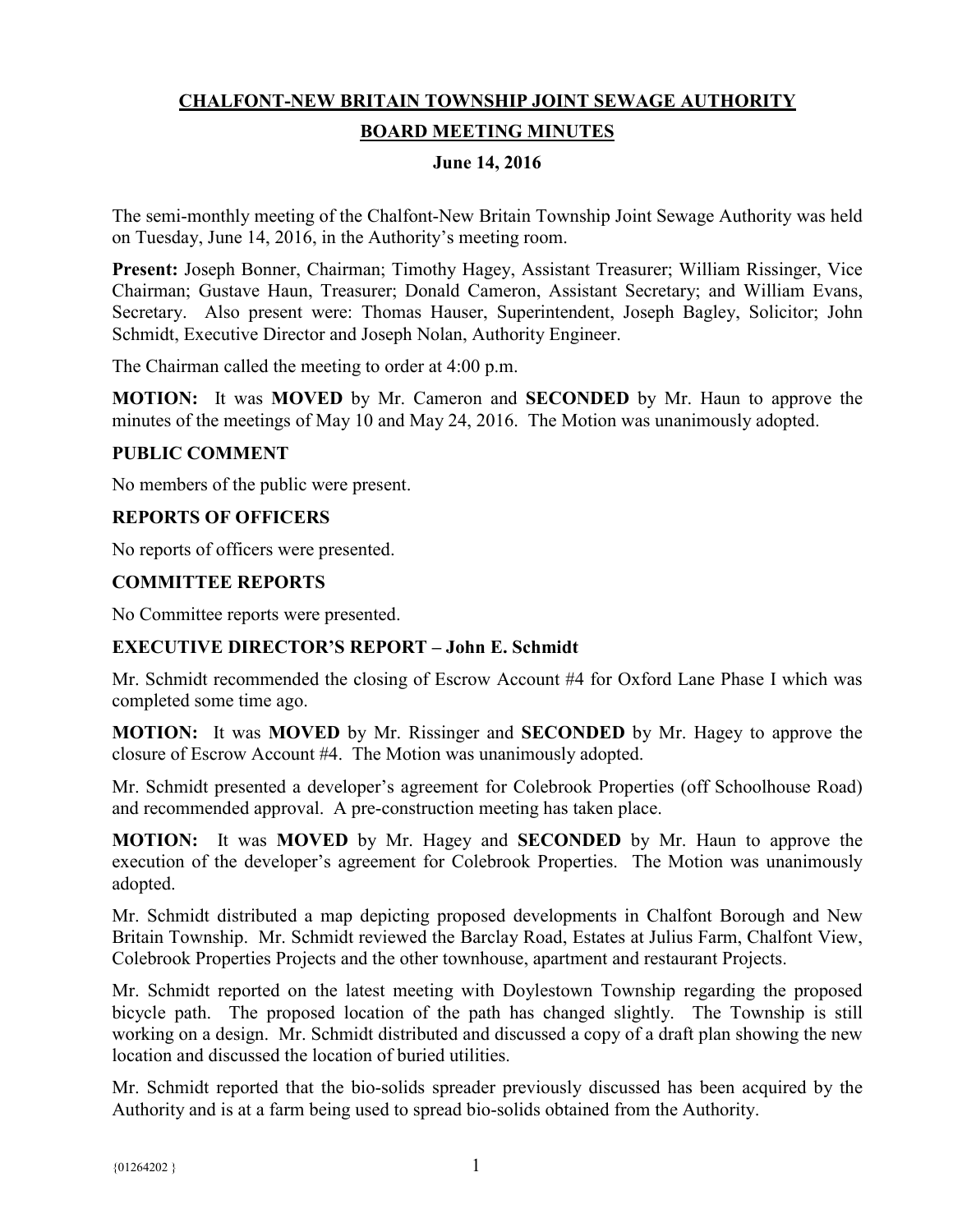# CHALFONT-NEW BRITAIN TOWNSHIP JOINT SEWAGE AUTHORITY

## BOARD MEETING MINUTES

### June 14, 2016

The semi-monthly meeting of the Chalfont-New Britain Township Joint Sewage Authority was held on Tuesday, June 14, 2016, in the Authority's meeting room.

**Present:** Joseph Bonner, Chairman; Timothy Hagey, Assistant Treasurer; William Rissinger, Vice Chairman; Gustave Haun, Treasurer; Donald Cameron, Assistant Secretary; and William Evans, Secretary. Also present were: Thomas Hauser, Superintendent, Joseph Bagley, Solicitor; John Schmidt, Executive Director and Joseph Nolan, Authority Engineer.

The Chairman called the meeting to order at 4:00 p.m.

**MOTION:** It was **MOVED** by Mr. Cameron and **SECONDED** by Mr. Haun to approve the minutes of the meetings of May 10 and May 24, 2016. The Motion was unanimously adopted.

### PUBLIC COMMENT

No members of the public were present.

### REPORTS OF OFFICERS

No reports of officers were presented.

### COMMITTEE REPORTS

No Committee reports were presented.

### EXECUTIVE DIRECTOR'S REPORT – John E. Schmidt

Mr. Schmidt recommended the closing of Escrow Account #4 for Oxford Lane Phase I which was completed some time ago.

**MOTION:** It was **MOVED** by Mr. Rissinger and **SECONDED** by Mr. Hagey to approve the closure of Escrow Account #4. The Motion was unanimously adopted.

Mr. Schmidt presented a developer's agreement for Colebrook Properties (off Schoolhouse Road) and recommended approval. A pre-construction meeting has taken place.

**MOTION:** It was **MOVED** by Mr. Hagey and **SECONDED** by Mr. Haun to approve the execution of the developer's agreement for Colebrook Properties. The Motion was unanimously adopted.

Mr. Schmidt distributed a map depicting proposed developments in Chalfont Borough and New Britain Township. Mr. Schmidt reviewed the Barclay Road, Estates at Julius Farm, Chalfont View, Colebrook Properties Projects and the other townhouse, apartment and restaurant Projects.

Mr. Schmidt reported on the latest meeting with Doylestown Township regarding the proposed bicycle path. The proposed location of the path has changed slightly. The Township is still working on a design. Mr. Schmidt distributed and discussed a copy of a draft plan showing the new location and discussed the location of buried utilities.

Mr. Schmidt reported that the bio-solids spreader previously discussed has been acquired by the Authority and is at a farm being used to spread bio-solids obtained from the Authority.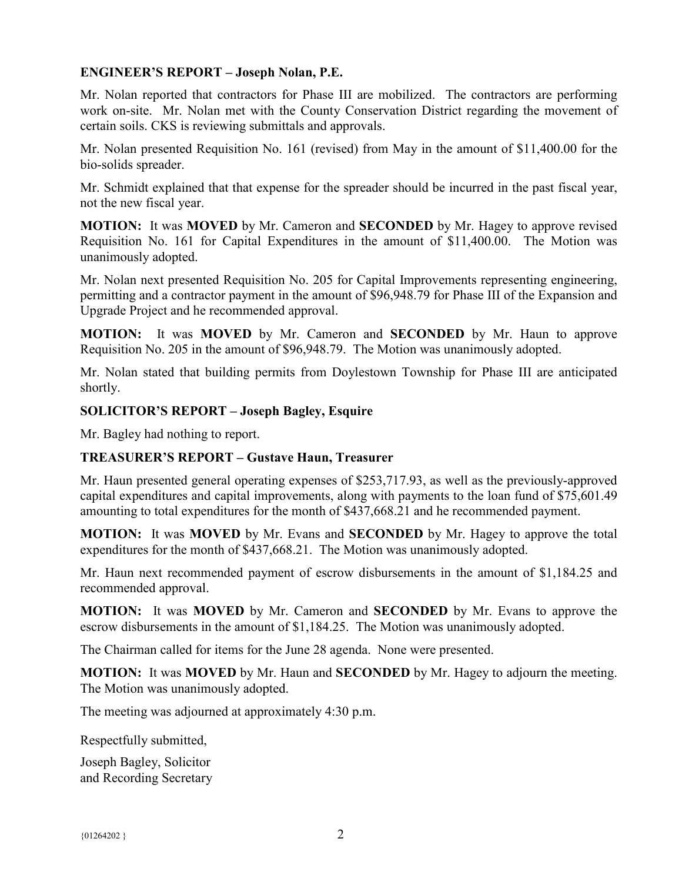**ENGINEER'S REPORT – Joseph Nolan, P.E.**

Mr. Nolan reported that contractors for Phase III are mobilized. The contractors are performing work on-site. Mr. Nolan met with the County Conservation District regarding the movement of certain soils. CKS is reviewing submittals and approvals.

Mr. Nolan presented Requisition No. 161 (revised) from May in the amount of $11,400.00 for the bio-solids spreader.

Mr. Schmidt explained that that expense for the spreader should be incurred in the past fiscal year, not the new fiscal year.

**MOTION:** It was **MOVED** by Mr. Cameron and **SECONDED** by Mr. Hagey to approve revised Requisition No. 161 for Capital Expenditures in the amount of $11,400.00. The Motion was unanimously adopted.

Mr. Nolan next presented Requisition No. 205 for Capital Improvements representing engineering, permitting and a contractor payment in the amount of $96,948.79 for Phase III of the Expansion and Upgrade Project and he recommended approval.

**MOTION:** It was **MOVED** by Mr. Cameron and **SECONDED** by Mr. Haun to approve Requisition No. 205 in the amount of $96,948.79. The Motion was unanimously adopted.

Mr. Nolan stated that building permits from Doylestown Township for Phase III are anticipated shortly.

**SOLICITOR'S REPORT – Joseph Bagley, Esquire**

Mr. Bagley had nothing to report.

**TREASURER'S REPORT – Gustave Haun, Treasurer**

Mr. Haun presented general operating expenses of $253,717.93, as well as the previously-approved capital expenditures and capital improvements, along with payments to the loan fund of $75,601.49 amounting to total expenditures for the month of $437,668.21 and he recommended payment.

**MOTION:** It was **MOVED** by Mr. Evans and **SECONDED** by Mr. Hagey to approve the total expenditures for the month of $437,668.21. The Motion was unanimously adopted.

Mr. Haun next recommended payment of escrow disbursements in the amount of $1,184.25 and recommended approval.

**MOTION:** It was **MOVED** by Mr. Cameron and **SECONDED** by Mr. Evans to approve the escrow disbursements in the amount of $1,184.25. The Motion was unanimously adopted.

The Chairman called for items for the June 28 agenda. None were presented.

**MOTION:** It was **MOVED** by Mr. Haun and **SECONDED** by Mr. Hagey to adjourn the meeting. The Motion was unanimously adopted.

The meeting was adjourned at approximately 4:30 p.m.

Respectfully submitted,

Joseph Bagley, Solicitor
and Recording Secretary

{01264202 }